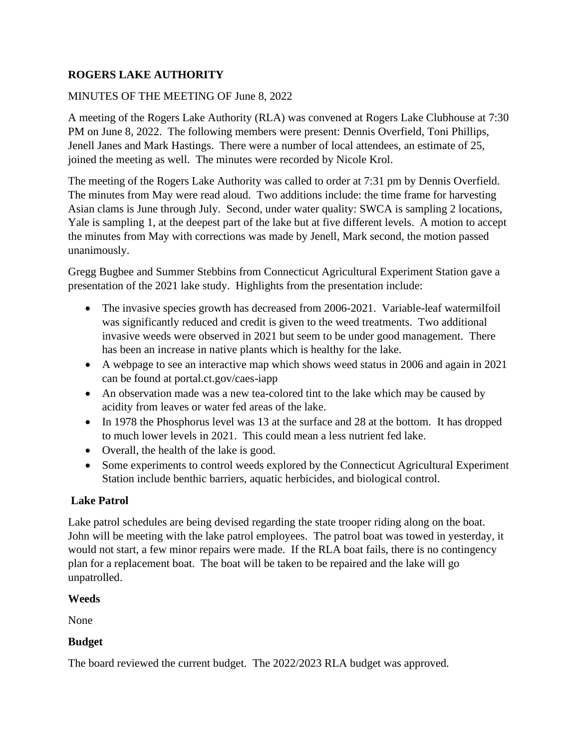**ROGERS LAKE AUTHORITY**

MINUTES OF THE MEETING OF June 8, 2022

A meeting of the Rogers Lake Authority (RLA) was convened at Rogers Lake Clubhouse at 7:30 PM on June 8, 2022. The following members were present: Dennis Overfield, Toni Phillips, Jenell Janes and Mark Hastings. There were a number of local attendees, an estimate of 25, joined the meeting as well. The minutes were recorded by Nicole Krol.

The meeting of the Rogers Lake Authority was called to order at 7:31 pm by Dennis Overfield. The minutes from May were read aloud. Two additions include: the time frame for harvesting Asian clams is June through July. Second, under water quality: SWCA is sampling 2 locations, Yale is sampling 1, at the deepest part of the lake but at five different levels. A motion to accept the minutes from May with corrections was made by Jenell, Mark second, the motion passed unanimously.

Gregg Bugbee and Summer Stebbins from Connecticut Agricultural Experiment Station gave a presentation of the 2021 lake study. Highlights from the presentation include:

- The invasive species growth has decreased from 2006-2021. Variable-leaf watermilfoil was significantly reduced and credit is given to the weed treatments. Two additional invasive weeds were observed in 2021 but seem to be under good management. There has been an increase in native plants which is healthy for the lake.
- A webpage to see an interactive map which shows weed status in 2006 and again in 2021 can be found at portal.ct.gov/caes-iapp
- An observation made was a new tea-colored tint to the lake which may be caused by acidity from leaves or water fed areas of the lake.
- In 1978 the Phosphorus level was 13 at the surface and 28 at the bottom. It has dropped to much lower levels in 2021. This could mean a less nutrient fed lake.
- Overall, the health of the lake is good.
- Some experiments to control weeds explored by the Connecticut Agricultural Experiment Station include benthic barriers, aquatic herbicides, and biological control.

**Lake Patrol**

Lake patrol schedules are being devised regarding the state trooper riding along on the boat. John will be meeting with the lake patrol employees. The patrol boat was towed in yesterday, it would not start, a few minor repairs were made. If the RLA boat fails, there is no contingency plan for a replacement boat. The boat will be taken to be repaired and the lake will go unpatrolled.

**Weeds**

None

**Budget**

The board reviewed the current budget. The 2022/2023 RLA budget was approved.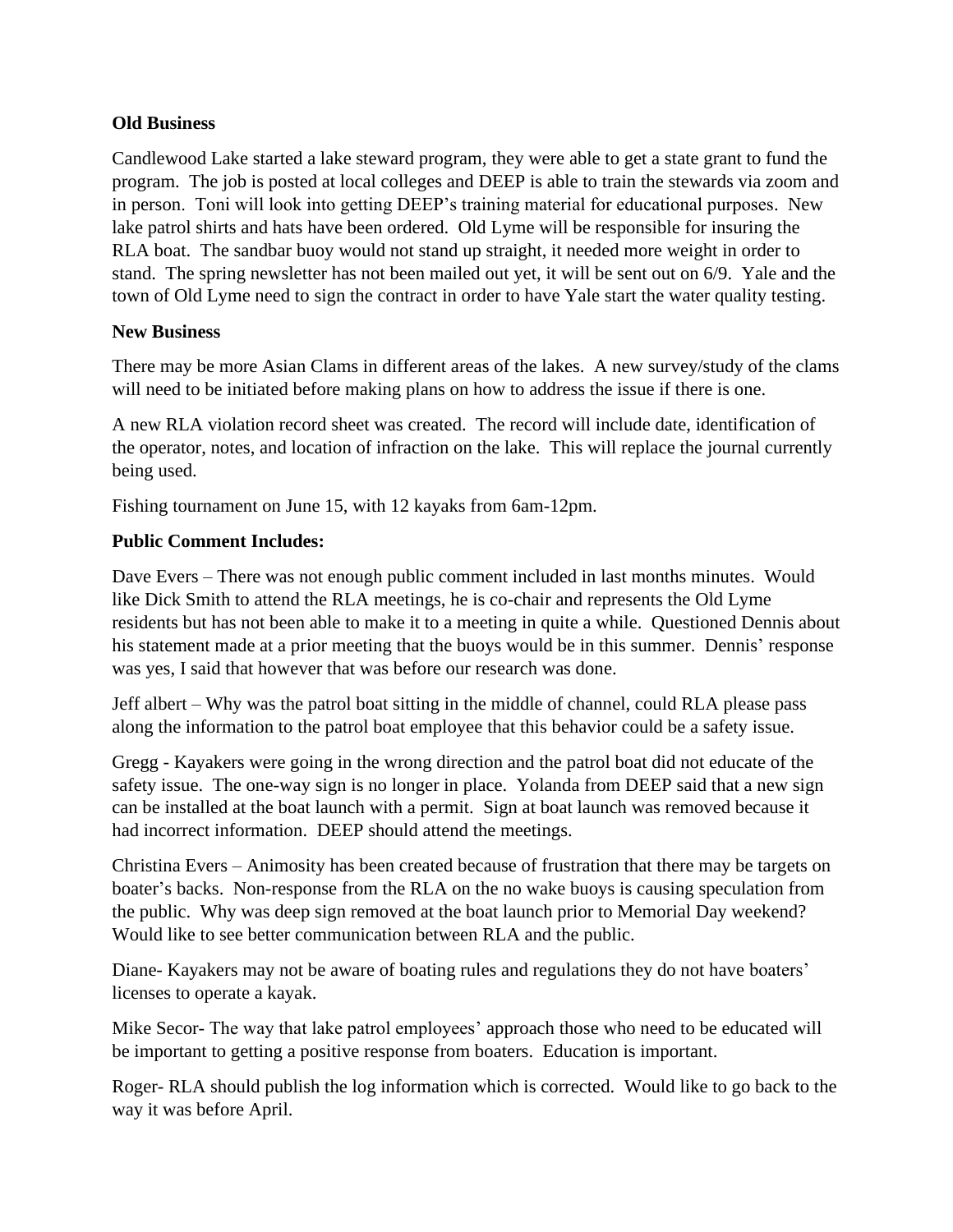**Old Business**

Candlewood Lake started a lake steward program, they were able to get a state grant to fund the program. The job is posted at local colleges and DEEP is able to train the stewards via zoom and in person. Toni will look into getting DEEP's training material for educational purposes. New lake patrol shirts and hats have been ordered. Old Lyme will be responsible for insuring the RLA boat. The sandbar buoy would not stand up straight, it needed more weight in order to stand. The spring newsletter has not been mailed out yet, it will be sent out on 6/9. Yale and the town of Old Lyme need to sign the contract in order to have Yale start the water quality testing.

**New Business**

There may be more Asian Clams in different areas of the lakes. A new survey/study of the clams will need to be initiated before making plans on how to address the issue if there is one.

A new RLA violation record sheet was created. The record will include date, identification of the operator, notes, and location of infraction on the lake. This will replace the journal currently being used.

Fishing tournament on June 15, with 12 kayaks from 6am-12pm.

**Public Comment Includes:**

Dave Evers – There was not enough public comment included in last months minutes. Would like Dick Smith to attend the RLA meetings, he is co-chair and represents the Old Lyme residents but has not been able to make it to a meeting in quite a while. Questioned Dennis about his statement made at a prior meeting that the buoys would be in this summer. Dennis' response was yes, I said that however that was before our research was done.

Jeff albert – Why was the patrol boat sitting in the middle of channel, could RLA please pass along the information to the patrol boat employee that this behavior could be a safety issue.

Gregg - Kayakers were going in the wrong direction and the patrol boat did not educate of the safety issue. The one-way sign is no longer in place. Yolanda from DEEP said that a new sign can be installed at the boat launch with a permit. Sign at boat launch was removed because it had incorrect information. DEEP should attend the meetings.

Christina Evers – Animosity has been created because of frustration that there may be targets on boater's backs. Non-response from the RLA on the no wake buoys is causing speculation from the public. Why was deep sign removed at the boat launch prior to Memorial Day weekend? Would like to see better communication between RLA and the public.

Diane- Kayakers may not be aware of boating rules and regulations they do not have boaters' licenses to operate a kayak.

Mike Secor- The way that lake patrol employees' approach those who need to be educated will be important to getting a positive response from boaters. Education is important.

Roger- RLA should publish the log information which is corrected. Would like to go back to the way it was before April.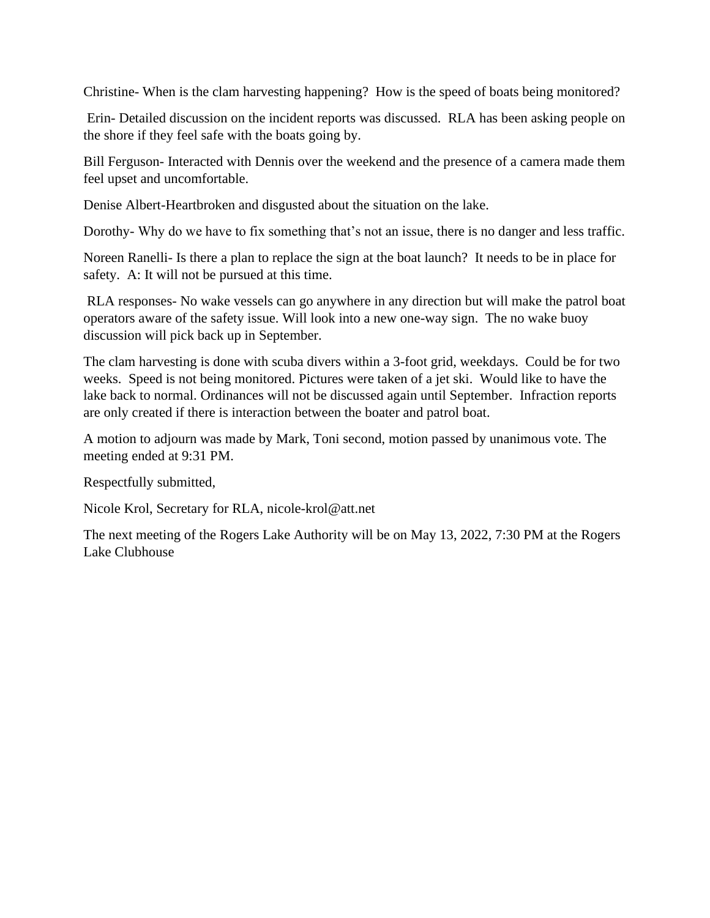Christine- When is the clam harvesting happening? How is the speed of boats being monitored?

Erin- Detailed discussion on the incident reports was discussed. RLA has been asking people on the shore if they feel safe with the boats going by.

Bill Ferguson- Interacted with Dennis over the weekend and the presence of a camera made them feel upset and uncomfortable.

Denise Albert-Heartbroken and disgusted about the situation on the lake.

Dorothy- Why do we have to fix something that's not an issue, there is no danger and less traffic.

Noreen Ranelli- Is there a plan to replace the sign at the boat launch? It needs to be in place for safety. A: It will not be pursued at this time.

RLA responses- No wake vessels can go anywhere in any direction but will make the patrol boat operators aware of the safety issue. Will look into a new one-way sign. The no wake buoy discussion will pick back up in September.

The clam harvesting is done with scuba divers within a 3-foot grid, weekdays. Could be for two weeks. Speed is not being monitored. Pictures were taken of a jet ski. Would like to have the lake back to normal. Ordinances will not be discussed again until September. Infraction reports are only created if there is interaction between the boater and patrol boat.

A motion to adjourn was made by Mark, Toni second, motion passed by unanimous vote. The meeting ended at 9:31 PM.

Respectfully submitted,

Nicole Krol, Secretary for RLA, nicole-krol@att.net

The next meeting of the Rogers Lake Authority will be on May 13, 2022, 7:30 PM at the Rogers Lake Clubhouse